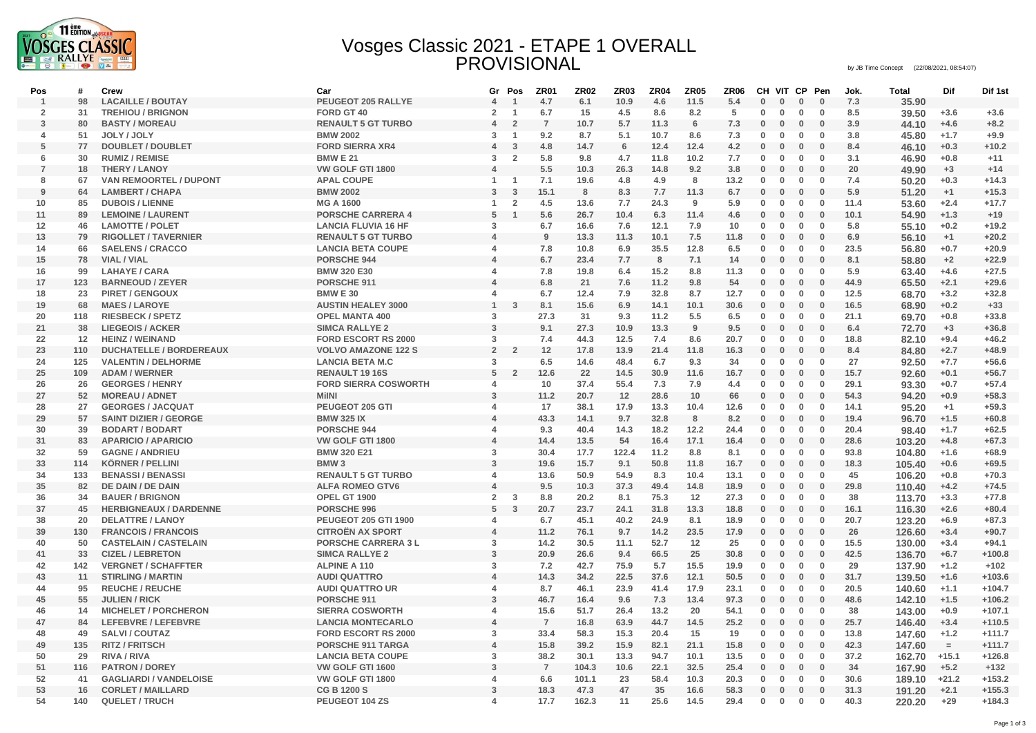# Vosges Classic 2021 - ETAPE 1 OVERALL PROVISIONAL

by JB Time Concept (22/08/2021, 08:54:07)

| Pos | # | Crew | Car | Gr | Pos | ZR01 | ZR02 | ZR03 | ZR04 | ZR05 | ZR06 | CH | VIT | CP | Pen | Jok. | Total | Dif | Dif 1st |
|---|---|---|---|---|---|---|---|---|---|---|---|---|---|---|---|---|---|---|---|
| 1 | 98 | LACAILLE / BOUTAY | PEUGEOT 205 RALLYE | 4 | 1 | 4.7 | 6.1 | 10.9 | 4.6 | 11.5 | 5.4 | 0 | 0 | 0 | 0 | 7.3 | 35.90 | | |
| 2 | 31 | TREHIOU / BRIGNON | FORD GT 40 | 2 | 1 | 6.7 | 15 | 4.5 | 8.6 | 8.2 | 5 | 0 | 0 | 0 | 0 | 8.5 | 39.50 | +3.6 | +3.6 |
| 3 | 80 | BASTY / MOREAU | RENAULT 5 GT TURBO | 4 | 2 | 7 | 10.7 | 5.7 | 11.3 | 6 | 7.3 | 0 | 0 | 0 | 0 | 3.9 | 44.10 | +4.6 | +8.2 |
| 4 | 51 | JOLY / JOLY | BMW 2002 | 3 | 1 | 9.2 | 8.7 | 5.1 | 10.7 | 8.6 | 7.3 | 0 | 0 | 0 | 0 | 3.8 | 45.80 | +1.7 | +9.9 |
| 5 | 77 | DOUBLET / DOUBLET | FORD SIERRA XR4 | 4 | 3 | 4.8 | 14.7 | 6 | 12.4 | 12.4 | 4.2 | 0 | 0 | 0 | 0 | 8.4 | 46.10 | +0.3 | +10.2 |
| 6 | 30 | RUMIZ / REMISE | BMW E 21 | 3 | 2 | 5.8 | 9.8 | 4.7 | 11.8 | 10.2 | 7.7 | 0 | 0 | 0 | 0 | 3.1 | 46.90 | +0.8 | +11 |
| 7 | 18 | THERY / LANOY | VW GOLF GTI 1800 | 4 | | 5.5 | 10.3 | 26.3 | 14.8 | 9.2 | 3.8 | 0 | 0 | 0 | 0 | 20 | 49.90 | +3 | +14 |
| 8 | 67 | VAN REMOORTEL / DUPONT | APAL COUPE | 1 | 1 | 7.1 | 19.6 | 4.8 | 4.9 | 8 | 13.2 | 0 | 0 | 0 | 0 | 7.4 | 50.20 | +0.3 | +14.3 |
| 9 | 64 | LAMBERT / CHAPA | BMW 2002 | 3 | 3 | 15.1 | 8 | 8.3 | 7.7 | 11.3 | 6.7 | 0 | 0 | 0 | 0 | 5.9 | 51.20 | +1 | +15.3 |
| 10 | 85 | DUBOIS / LIENNE | MG A 1600 | 1 | 2 | 4.5 | 13.6 | 7.7 | 24.3 | 9 | 5.9 | 0 | 0 | 0 | 0 | 11.4 | 53.60 | +2.4 | +17.7 |
| 11 | 89 | LEMOINE / LAURENT | PORSCHE CARRERA 4 | 5 | 1 | 5.6 | 26.7 | 10.4 | 6.3 | 11.4 | 4.6 | 0 | 0 | 0 | 0 | 10.1 | 54.90 | +1.3 | +19 |
| 12 | 46 | LAMOTTE / POLET | LANCIA FLUVIA 16 HF | 3 | | 6.7 | 16.6 | 7.6 | 12.1 | 7.9 | 10 | 0 | 0 | 0 | 0 | 5.8 | 55.10 | +0.2 | +19.2 |
| 13 | 79 | RIGOLLET / TAVERNIER | RENAULT 5 GT TURBO | 4 | | 9 | 13.3 | 11.3 | 10.1 | 7.5 | 11.8 | 0 | 0 | 0 | 0 | 6.9 | 56.10 | +1 | +20.2 |
| 14 | 66 | SAELENS / CRACCO | LANCIA BETA COUPE | 4 | | 7.8 | 10.8 | 6.9 | 35.5 | 12.8 | 6.5 | 0 | 0 | 0 | 0 | 23.5 | 56.80 | +0.7 | +20.9 |
| 15 | 78 | VIAL / VIAL | PORSCHE 944 | 4 | | 6.7 | 23.4 | 7.7 | 8 | 7.1 | 14 | 0 | 0 | 0 | 0 | 8.1 | 58.80 | +2 | +22.9 |
| 16 | 99 | LAHAYE / CARA | BMW 320 E30 | 4 | | 7.8 | 19.8 | 6.4 | 15.2 | 8.8 | 11.3 | 0 | 0 | 0 | 0 | 5.9 | 63.40 | +4.6 | +27.5 |
| 17 | 123 | BARNEOUD / ZEYER | PORSCHE 911 | 4 | | 6.8 | 21 | 7.6 | 11.2 | 9.8 | 54 | 0 | 0 | 0 | 0 | 44.9 | 65.50 | +2.1 | +29.6 |
| 18 | 23 | PIRET / GENGOUX | BMW E 30 | 4 | | 6.7 | 12.4 | 7.9 | 32.8 | 8.7 | 12.7 | 0 | 0 | 0 | 0 | 12.5 | 68.70 | +3.2 | +32.8 |
| 19 | 68 | MAES / LAROYE | AUSTIN HEALEY 3000 | 1 | 3 | 8.1 | 15.6 | 6.9 | 14.1 | 10.1 | 30.6 | 0 | 0 | 0 | 0 | 16.5 | 68.90 | +0.2 | +33 |
| 20 | 118 | RIESBECK / SPETZ | OPEL MANTA 400 | 3 | | 27.3 | 31 | 9.3 | 11.2 | 5.5 | 6.5 | 0 | 0 | 0 | 0 | 21.1 | 69.70 | +0.8 | +33.8 |
| 21 | 38 | LIEGEOIS / ACKER | SIMCA RALLYE 2 | 3 | | 9.1 | 27.3 | 10.9 | 13.3 | 9 | 9.5 | 0 | 0 | 0 | 0 | 6.4 | 72.70 | +3 | +36.8 |
| 22 | 12 | HEINZ / WEINAND | FORD ESCORT RS 2000 | 3 | | 7.4 | 44.3 | 12.5 | 7.4 | 8.6 | 20.7 | 0 | 0 | 0 | 0 | 18.8 | 82.10 | +9.4 | +46.2 |
| 23 | 110 | DUCHATELLE / BORDEREAUX | VOLVO AMAZONE 122 S | 2 | 2 | 12 | 17.8 | 13.9 | 21.4 | 11.8 | 16.3 | 0 | 0 | 0 | 0 | 8.4 | 84.80 | +2.7 | +48.9 |
| 24 | 125 | VALENTIN / DELHORME | LANCIA BETA M.C | 3 | | 6.5 | 14.6 | 48.4 | 6.7 | 9.3 | 34 | 0 | 0 | 0 | 0 | 27 | 92.50 | +7.7 | +56.6 |
| 25 | 109 | ADAM / WERNER | RENAULT 19 16S | 5 | 2 | 12.6 | 22 | 14.5 | 30.9 | 11.6 | 16.7 | 0 | 0 | 0 | 0 | 15.7 | 92.60 | +0.1 | +56.7 |
| 26 | 26 | GEORGES / HENRY | FORD SIERRA COSWORTH | 4 | | 10 | 37.4 | 55.4 | 7.3 | 7.9 | 4.4 | 0 | 0 | 0 | 0 | 29.1 | 93.30 | +0.7 | +57.4 |
| 27 | 52 | MOREAU / ADNET | MIINI | 3 | | 11.2 | 20.7 | 12 | 28.6 | 10 | 66 | 0 | 0 | 0 | 0 | 54.3 | 94.20 | +0.9 | +58.3 |
| 28 | 27 | GEORGES / JACQUAT | PEUGEOT 205 GTI | 4 | | 17 | 38.1 | 17.9 | 13.3 | 10.4 | 12.6 | 0 | 0 | 0 | 0 | 14.1 | 95.20 | +1 | +59.3 |
| 29 | 57 | SAINT DIZIER / GEORGE | BMW 325 IX | 4 | | 43.3 | 14.1 | 9.7 | 32.8 | 8 | 8.2 | 0 | 0 | 0 | 0 | 19.4 | 96.70 | +1.5 | +60.8 |
| 30 | 39 | BODART / BODART | PORSCHE 944 | 4 | | 9.3 | 40.4 | 14.3 | 18.2 | 12.2 | 24.4 | 0 | 0 | 0 | 0 | 20.4 | 98.40 | +1.7 | +62.5 |
| 31 | 83 | APARICIO / APARICIO | VW GOLF GTI 1800 | 4 | | 14.4 | 13.5 | 54 | 16.4 | 17.1 | 16.4 | 0 | 0 | 0 | 0 | 28.6 | 103.20 | +4.8 | +67.3 |
| 32 | 59 | GAGNE / ANDRIEU | BMW 320 E21 | 3 | | 30.4 | 17.7 | 122.4 | 11.2 | 8.8 | 8.1 | 0 | 0 | 0 | 0 | 93.8 | 104.80 | +1.6 | +68.9 |
| 33 | 114 | KÖRNER / PELLINI | BMW 3 | 3 | | 19.6 | 15.7 | 9.1 | 50.8 | 11.8 | 16.7 | 0 | 0 | 0 | 0 | 18.3 | 105.40 | +0.6 | +69.5 |
| 34 | 133 | BENASSI / BENASSI | RENAULT 5 GT TURBO | 4 | | 13.6 | 50.9 | 54.9 | 8.3 | 10.4 | 13.1 | 0 | 0 | 0 | 0 | 45 | 106.20 | +0.8 | +70.3 |
| 35 | 82 | DE DAIN / DE DAIN | ALFA ROMEO GTV6 | 4 | | 9.5 | 10.3 | 37.3 | 49.4 | 14.8 | 18.9 | 0 | 0 | 0 | 0 | 29.8 | 110.40 | +4.2 | +74.5 |
| 36 | 34 | BAUER / BRIGNON | OPEL GT 1900 | 2 | 3 | 8.8 | 20.2 | 8.1 | 75.3 | 12 | 27.3 | 0 | 0 | 0 | 0 | 38 | 113.70 | +3.3 | +77.8 |
| 37 | 45 | HERBIGNEAUX / DARDENNE | PORSCHE 996 | 5 | 3 | 20.7 | 23.7 | 24.1 | 31.8 | 13.3 | 18.8 | 0 | 0 | 0 | 0 | 16.1 | 116.30 | +2.6 | +80.4 |
| 38 | 20 | DELATTRE / LANOY | PEUGEOT 205 GTI 1900 | 4 | | 6.7 | 45.1 | 40.2 | 24.9 | 8.1 | 18.9 | 0 | 0 | 0 | 0 | 20.7 | 123.20 | +6.9 | +87.3 |
| 39 | 130 | FRANCOIS / FRANCOIS | CITROËN AX SPORT | 4 | | 11.2 | 76.1 | 9.7 | 14.2 | 23.5 | 17.9 | 0 | 0 | 0 | 0 | 26 | 126.60 | +3.4 | +90.7 |
| 40 | 50 | CASTELAIN / CASTELAIN | PORSCHE CARRERA 3 L | 3 | | 14.2 | 30.5 | 11.1 | 52.7 | 12 | 25 | 0 | 0 | 0 | 0 | 15.5 | 130.00 | +3.4 | +94.1 |
| 41 | 33 | CIZEL / LEBRETON | SIMCA RALLYE 2 | 3 | | 20.9 | 26.6 | 9.4 | 66.5 | 25 | 30.8 | 0 | 0 | 0 | 0 | 42.5 | 136.70 | +6.7 | +100.8 |
| 42 | 142 | VERGNET / SCHAFFTER | ALPINE A 110 | 3 | | 7.2 | 42.7 | 75.9 | 5.7 | 15.5 | 19.9 | 0 | 0 | 0 | 0 | 29 | 137.90 | +1.2 | +102 |
| 43 | 11 | STIRLING / MARTIN | AUDI QUATTRO | 4 | | 14.3 | 34.2 | 22.5 | 37.6 | 12.1 | 50.5 | 0 | 0 | 0 | 0 | 31.7 | 139.50 | +1.6 | +103.6 |
| 44 | 95 | REUCHE / REUCHE | AUDI QUATTRO UR | 4 | | 8.7 | 46.1 | 23.9 | 41.4 | 17.9 | 23.1 | 0 | 0 | 0 | 0 | 20.5 | 140.60 | +1.1 | +104.7 |
| 45 | 55 | JULIEN / RICK | PORSCHE 911 | 3 | | 46.7 | 16.4 | 9.6 | 7.3 | 13.4 | 97.3 | 0 | 0 | 0 | 0 | 48.6 | 142.10 | +1.5 | +106.2 |
| 46 | 14 | MICHELET / PORCHERON | SIERRA COSWORTH | 4 | | 15.6 | 51.7 | 26.4 | 13.2 | 20 | 54.1 | 0 | 0 | 0 | 0 | 38 | 143.00 | +0.9 | +107.1 |
| 47 | 84 | LEFEBVRE / LEFEBVRE | LANCIA MONTECARLO | 4 | | 7 | 16.8 | 63.9 | 44.7 | 14.5 | 25.2 | 0 | 0 | 0 | 0 | 25.7 | 146.40 | +3.4 | +110.5 |
| 48 | 49 | SALVI / COUTAZ | FORD ESCORT RS 2000 | 3 | | 33.4 | 58.3 | 15.3 | 20.4 | 15 | 19 | 0 | 0 | 0 | 0 | 13.8 | 147.60 | +1.2 | +111.7 |
| 49 | 135 | RITZ / FRITSCH | PORSCHE 911 TARGA | 4 | | 15.8 | 39.2 | 15.9 | 82.1 | 21.1 | 15.8 | 0 | 0 | 0 | 0 | 42.3 | 147.60 | = | +111.7 |
| 50 | 29 | RIVA / RIVA | LANCIA BETA COUPE | 3 | | 38.2 | 30.1 | 13.3 | 94.7 | 10.1 | 13.5 | 0 | 0 | 0 | 0 | 37.2 | 162.70 | +15.1 | +126.8 |
| 51 | 116 | PATRON / DOREY | VW GOLF GTI 1600 | 3 | | 7 | 104.3 | 10.6 | 22.1 | 32.5 | 25.4 | 0 | 0 | 0 | 0 | 34 | 167.90 | +5.2 | +132 |
| 52 | 41 | GAGLIARDI / VANDELOISE | VW GOLF GTI 1800 | 4 | | 6.6 | 101.1 | 23 | 58.4 | 10.3 | 20.3 | 0 | 0 | 0 | 0 | 30.6 | 189.10 | +21.2 | +153.2 |
| 53 | 16 | CORLET / MAILLARD | CG B 1200 S | 3 | | 18.3 | 47.3 | 47 | 35 | 16.6 | 58.3 | 0 | 0 | 0 | 0 | 31.3 | 191.20 | +2.1 | +155.3 |
| 54 | 140 | QUELET / TRUCH | PEUGEOT 104 ZS | 4 | | 17.7 | 162.3 | 11 | 25.6 | 14.5 | 29.4 | 0 | 0 | 0 | 0 | 40.3 | 220.20 | +29 | +184.3 |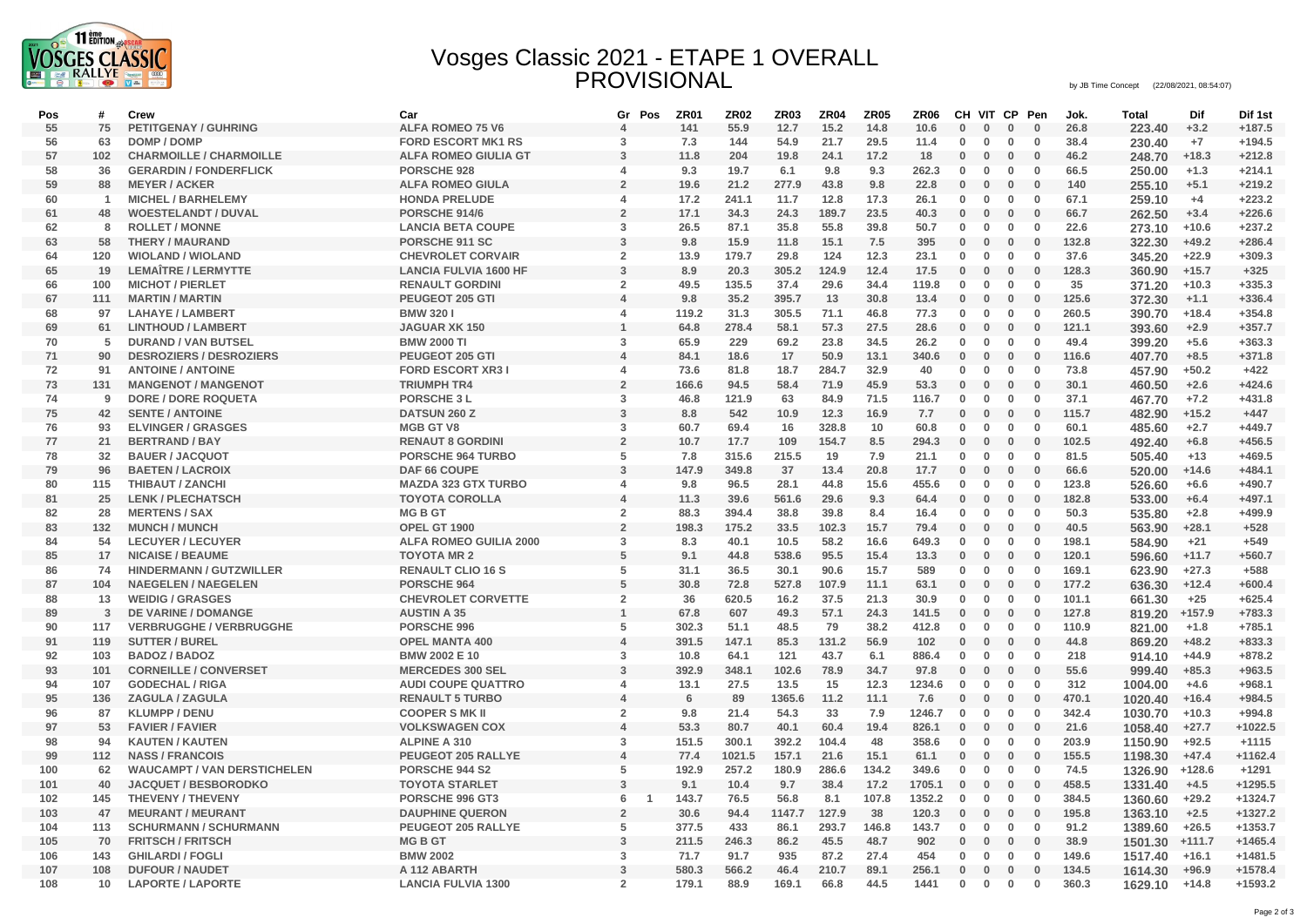# Vosges Classic 2021 - ETAPE 1 OVERALL PROVISIONAL

by JB Time Concept (22/08/2021, 08:54:07)

| Pos | # | Crew | Car | Gr | Pos | ZR01 | ZR02 | ZR03 | ZR04 | ZR05 | ZR06 | CH | VIT | CP | Pen | Jok. | Total | Dif | Dif 1st |
|---|---|---|---|---|---|---|---|---|---|---|---|---|---|---|---|---|---|---|---|
| 55 | 75 | PETITGENAY / GUHRING | ALFA ROMEO 75 V6 | 4 | | 141 | 55.9 | 12.7 | 15.2 | 14.8 | 10.6 | 0 | 0 | 0 | 0 | 26.8 | 223.40 | +3.2 | +187.5 |
| 56 | 63 | DOMP / DOMP | FORD ESCORT MK1 RS | 3 | | 7.3 | 144 | 54.9 | 21.7 | 29.5 | 11.4 | 0 | 0 | 0 | 0 | 38.4 | 230.40 | +7 | +194.5 |
| 57 | 102 | CHARMOILLE / CHARMOILLE | ALFA ROMEO GIULIA GT | 3 | | 11.8 | 204 | 19.8 | 24.1 | 17.2 | 18 | 0 | 0 | 0 | 0 | 46.2 | 248.70 | +18.3 | +212.8 |
| 58 | 36 | GERARDIN / FONDERFLICK | PORSCHE 928 | 4 | | 9.3 | 19.7 | 6.1 | 9.8 | 9.3 | 262.3 | 0 | 0 | 0 | 0 | 66.5 | 250.00 | +1.3 | +214.1 |
| 59 | 88 | MEYER / ACKER | ALFA ROMEO GIULA | 2 | | 19.6 | 21.2 | 277.9 | 43.8 | 9.8 | 22.8 | 0 | 0 | 0 | 0 | 140 | 255.10 | +5.1 | +219.2 |
| 60 | 1 | MICHEL / BARHELEMY | HONDA PRELUDE | 4 | | 17.2 | 241.1 | 11.7 | 12.8 | 17.3 | 26.1 | 0 | 0 | 0 | 0 | 67.1 | 259.10 | +4 | +223.2 |
| 61 | 48 | WOESTELANDT / DUVAL | PORSCHE 914/6 | 2 | | 17.1 | 34.3 | 24.3 | 189.7 | 23.5 | 40.3 | 0 | 0 | 0 | 0 | 66.7 | 262.50 | +3.4 | +226.6 |
| 62 | 8 | ROLLET / MONNE | LANCIA BETA COUPE | 3 | | 26.5 | 87.1 | 35.8 | 55.8 | 39.8 | 50.7 | 0 | 0 | 0 | 0 | 22.6 | 273.10 | +10.6 | +237.2 |
| 63 | 58 | THERY / MAURAND | PORSCHE 911 SC | 3 | | 9.8 | 15.9 | 11.8 | 15.1 | 7.5 | 395 | 0 | 0 | 0 | 0 | 132.8 | 322.30 | +49.2 | +286.4 |
| 64 | 120 | WIOLAND / WIOLAND | CHEVROLET CORVAIR | 2 | | 13.9 | 179.7 | 29.8 | 124 | 12.3 | 23.1 | 0 | 0 | 0 | 0 | 37.6 | 345.20 | +22.9 | +309.3 |
| 65 | 19 | LEMAÎTRE / LERMYTTE | LANCIA FULVIA 1600 HF | 3 | | 8.9 | 20.3 | 305.2 | 124.9 | 12.4 | 17.5 | 0 | 0 | 0 | 0 | 128.3 | 360.90 | +15.7 | +325 |
| 66 | 100 | MICHOT / PIERLET | RENAULT GORDINI | 2 | | 49.5 | 135.5 | 37.4 | 29.6 | 34.4 | 119.8 | 0 | 0 | 0 | 0 | 35 | 371.20 | +10.3 | +335.3 |
| 67 | 111 | MARTIN / MARTIN | PEUGEOT 205 GTI | 4 | | 9.8 | 35.2 | 395.7 | 13 | 30.8 | 13.4 | 0 | 0 | 0 | 0 | 125.6 | 372.30 | +1.1 | +336.4 |
| 68 | 97 | LAHAYE / LAMBERT | BMW 320 I | 4 | | 119.2 | 31.3 | 305.5 | 71.1 | 46.8 | 77.3 | 0 | 0 | 0 | 0 | 260.5 | 390.70 | +18.4 | +354.8 |
| 69 | 61 | LINTHOUD / LAMBERT | JAGUAR XK 150 | 1 | | 64.8 | 278.4 | 58.1 | 57.3 | 27.5 | 28.6 | 0 | 0 | 0 | 0 | 121.1 | 393.60 | +2.9 | +357.7 |
| 70 | 5 | DURAND / VAN BUTSEL | BMW 2000 TI | 3 | | 65.9 | 229 | 69.2 | 23.8 | 34.5 | 26.2 | 0 | 0 | 0 | 0 | 49.4 | 399.20 | +5.6 | +363.3 |
| 71 | 90 | DESROZIERS / DESROZIERS | PEUGEOT 205 GTI | 4 | | 84.1 | 18.6 | 17 | 50.9 | 13.1 | 340.6 | 0 | 0 | 0 | 0 | 116.6 | 407.70 | +8.5 | +371.8 |
| 72 | 91 | ANTOINE / ANTOINE | FORD ESCORT XR3 I | 4 | | 73.6 | 81.8 | 18.7 | 284.7 | 32.9 | 40 | 0 | 0 | 0 | 0 | 73.8 | 457.90 | +50.2 | +422 |
| 73 | 131 | MANGENOT / MANGENOT | TRIUMPH TR4 | 2 | | 166.6 | 94.5 | 58.4 | 71.9 | 45.9 | 53.3 | 0 | 0 | 0 | 0 | 30.1 | 460.50 | +2.6 | +424.6 |
| 74 | 9 | DORE / DORE ROQUETA | PORSCHE 3 L | 3 | | 46.8 | 121.9 | 63 | 84.9 | 71.5 | 116.7 | 0 | 0 | 0 | 0 | 37.1 | 467.70 | +7.2 | +431.8 |
| 75 | 42 | SENTE / ANTOINE | DATSUN 260 Z | 3 | | 8.8 | 542 | 10.9 | 12.3 | 16.9 | 7.7 | 0 | 0 | 0 | 0 | 115.7 | 482.90 | +15.2 | +447 |
| 76 | 93 | ELVINGER / GRASGES | MGB GT V8 | 3 | | 60.7 | 69.4 | 16 | 328.8 | 10 | 60.8 | 0 | 0 | 0 | 0 | 60.1 | 485.60 | +2.7 | +449.7 |
| 77 | 21 | BERTRAND / BAY | RENAUT 8 GORDINI | 2 | | 10.7 | 17.7 | 109 | 154.7 | 8.5 | 294.3 | 0 | 0 | 0 | 0 | 102.5 | 492.40 | +6.8 | +456.5 |
| 78 | 32 | BAUER / JACQUOT | PORSCHE 964 TURBO | 5 | | 7.8 | 315.6 | 215.5 | 19 | 7.9 | 21.1 | 0 | 0 | 0 | 0 | 81.5 | 505.40 | +13 | +469.5 |
| 79 | 96 | BAETEN / LACROIX | DAF 66 COUPE | 3 | | 147.9 | 349.8 | 37 | 13.4 | 20.8 | 17.7 | 0 | 0 | 0 | 0 | 66.6 | 520.00 | +14.6 | +484.1 |
| 80 | 115 | THIBAUT / ZANCHI | MAZDA 323 GTX TURBO | 4 | | 9.8 | 96.5 | 28.1 | 44.8 | 15.6 | 455.6 | 0 | 0 | 0 | 0 | 123.8 | 526.60 | +6.6 | +490.7 |
| 81 | 25 | LENK / PLECHATSCH | TOYOTA COROLLA | 4 | | 11.3 | 39.6 | 561.6 | 29.6 | 9.3 | 64.4 | 0 | 0 | 0 | 0 | 182.8 | 533.00 | +6.4 | +497.1 |
| 82 | 28 | MERTENS / SAX | MG B GT | 2 | | 88.3 | 394.4 | 38.8 | 39.8 | 8.4 | 16.4 | 0 | 0 | 0 | 0 | 50.3 | 535.80 | +2.8 | +499.9 |
| 83 | 132 | MUNCH / MUNCH | OPEL GT 1900 | 2 | | 198.3 | 175.2 | 33.5 | 102.3 | 15.7 | 79.4 | 0 | 0 | 0 | 0 | 40.5 | 563.90 | +28.1 | +528 |
| 84 | 54 | LECUYER / LECUYER | ALFA ROMEO GUILIA 2000 | 3 | | 8.3 | 40.1 | 10.5 | 58.2 | 16.6 | 649.3 | 0 | 0 | 0 | 0 | 198.1 | 584.90 | +21 | +549 |
| 85 | 17 | NICAISE / BEAUME | TOYOTA MR 2 | 5 | | 9.1 | 44.8 | 538.6 | 95.5 | 15.4 | 13.3 | 0 | 0 | 0 | 0 | 120.1 | 596.60 | +11.7 | +560.7 |
| 86 | 74 | HINDERMANN / GUTZWILLER | RENAULT CLIO 16 S | 5 | | 31.1 | 36.5 | 30.1 | 90.6 | 15.7 | 589 | 0 | 0 | 0 | 0 | 169.1 | 623.90 | +27.3 | +588 |
| 87 | 104 | NAEGELEN / NAEGELEN | PORSCHE 964 | 5 | | 30.8 | 72.8 | 527.8 | 107.9 | 11.1 | 63.1 | 0 | 0 | 0 | 0 | 177.2 | 636.30 | +12.4 | +600.4 |
| 88 | 13 | WEIDIG / GRASGES | CHEVROLET CORVETTE | 2 | | 36 | 620.5 | 16.2 | 37.5 | 21.3 | 30.9 | 0 | 0 | 0 | 0 | 101.1 | 661.30 | +25 | +625.4 |
| 89 | 3 | DE VARINE / DOMANGE | AUSTIN A 35 | 1 | | 67.8 | 607 | 49.3 | 57.1 | 24.3 | 141.5 | 0 | 0 | 0 | 0 | 127.8 | 819.20 | +157.9 | +783.3 |
| 90 | 117 | VERBRUGGHE / VERBRUGGHE | PORSCHE 996 | 5 | | 302.3 | 51.1 | 48.5 | 79 | 38.2 | 412.8 | 0 | 0 | 0 | 0 | 110.9 | 821.00 | +1.8 | +785.1 |
| 91 | 119 | SUTTER / BUREL | OPEL MANTA 400 | 4 | | 391.5 | 147.1 | 85.3 | 131.2 | 56.9 | 102 | 0 | 0 | 0 | 0 | 44.8 | 869.20 | +48.2 | +833.3 |
| 92 | 103 | BADOZ / BADOZ | BMW 2002 E 10 | 3 | | 10.8 | 64.1 | 121 | 43.7 | 6.1 | 886.4 | 0 | 0 | 0 | 0 | 218 | 914.10 | +44.9 | +878.2 |
| 93 | 101 | CORNEILLE / CONVERSET | MERCEDES 300 SEL | 3 | | 392.9 | 348.1 | 102.6 | 78.9 | 34.7 | 97.8 | 0 | 0 | 0 | 0 | 55.6 | 999.40 | +85.3 | +963.5 |
| 94 | 107 | GODECHAL / RIGA | AUDI COUPE QUATTRO | 4 | | 13.1 | 27.5 | 13.5 | 15 | 12.3 | 1234.6 | 0 | 0 | 0 | 0 | 312 | 1004.00 | +4.6 | +968.1 |
| 95 | 136 | ZAGULA / ZAGULA | RENAULT 5 TURBO | 4 | | 6 | 89 | 1365.6 | 11.2 | 11.1 | 7.6 | 0 | 0 | 0 | 0 | 470.1 | 1020.40 | +16.4 | +984.5 |
| 96 | 87 | KLUMPP / DENU | COOPER S MK II | 2 | | 9.8 | 21.4 | 54.3 | 33 | 7.9 | 1246.7 | 0 | 0 | 0 | 0 | 342.4 | 1030.70 | +10.3 | +994.8 |
| 97 | 53 | FAVIER / FAVIER | VOLKSWAGEN COX | 4 | | 53.3 | 80.7 | 40.1 | 60.4 | 19.4 | 826.1 | 0 | 0 | 0 | 0 | 21.6 | 1058.40 | +27.7 | +1022.5 |
| 98 | 94 | KAUTEN / KAUTEN | ALPINE A 310 | 3 | | 151.5 | 300.1 | 392.2 | 104.4 | 48 | 358.6 | 0 | 0 | 0 | 0 | 203.9 | 1150.90 | +92.5 | +1115 |
| 99 | 112 | NASS / FRANCOIS | PEUGEOT 205 RALLYE | 4 | | 77.4 | 1021.5 | 157.1 | 21.6 | 15.1 | 61.1 | 0 | 0 | 0 | 0 | 155.5 | 1198.30 | +47.4 | +1162.4 |
| 100 | 62 | WAUCAMPT / VAN DERSTICHELEN | PORSCHE 944 S2 | 5 | | 192.9 | 257.2 | 180.9 | 286.6 | 134.2 | 349.6 | 0 | 0 | 0 | 0 | 74.5 | 1326.90 | +128.6 | +1291 |
| 101 | 40 | JACQUET / BESBORODKO | TOYOTA STARLET | 3 | | 9.1 | 10.4 | 9.7 | 38.4 | 17.2 | 1705.1 | 0 | 0 | 0 | 0 | 458.5 | 1331.40 | +4.5 | +1295.5 |
| 102 | 145 | THEVENY / THEVENY | PORSCHE 996 GT3 | 6 | 1 | 143.7 | 76.5 | 56.8 | 8.1 | 107.8 | 1352.2 | 0 | 0 | 0 | 0 | 384.5 | 1360.60 | +29.2 | +1324.7 |
| 103 | 47 | MEURANT / MEURANT | DAUPHINE QUERON | 2 | | 30.6 | 94.4 | 1147.7 | 127.9 | 38 | 120.3 | 0 | 0 | 0 | 0 | 195.8 | 1363.10 | +2.5 | +1327.2 |
| 104 | 113 | SCHURMANN / SCHURMANN | PEUGEOT 205 RALLYE | 5 | | 377.5 | 433 | 86.1 | 293.7 | 146.8 | 143.7 | 0 | 0 | 0 | 0 | 91.2 | 1389.60 | +26.5 | +1353.7 |
| 105 | 70 | FRITSCH / FRITSCH | MG B GT | 3 | | 211.5 | 246.3 | 86.2 | 45.5 | 48.7 | 902 | 0 | 0 | 0 | 0 | 38.9 | 1501.30 | +111.7 | +1465.4 |
| 106 | 143 | GHILARDI / FOGLI | BMW 2002 | 3 | | 71.7 | 91.7 | 935 | 87.2 | 27.4 | 454 | 0 | 0 | 0 | 0 | 149.6 | 1517.40 | +16.1 | +1481.5 |
| 107 | 108 | DUFOUR / NAUDET | A 112 ABARTH | 3 | | 580.3 | 566.2 | 46.4 | 210.7 | 89.1 | 256.1 | 0 | 0 | 0 | 0 | 134.5 | 1614.30 | +96.9 | +1578.4 |
| 108 | 10 | LAPORTE / LAPORTE | LANCIA FULVIA 1300 | 2 | | 179.1 | 88.9 | 169.1 | 66.8 | 44.5 | 1441 | 0 | 0 | 0 | 0 | 360.3 | 1629.10 | +14.8 | +1593.2 |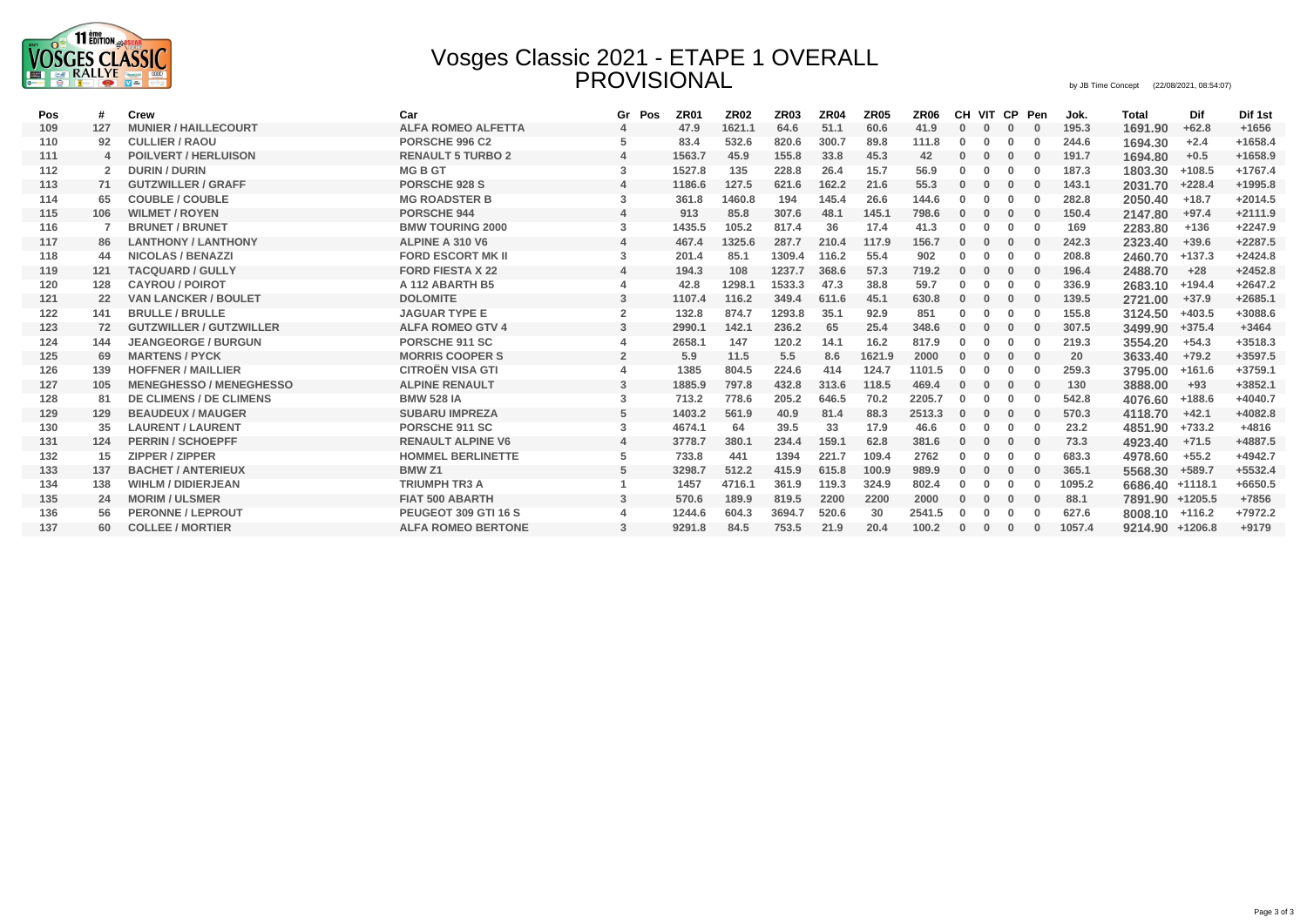# Vosges Classic 2021 - ETAPE 1 OVERALL PROVISIONAL

by JB Time Concept (22/08/2021, 08:54:07)

| Pos | # | Crew | Car | Gr | Pos | ZR01 | ZR02 | ZR03 | ZR04 | ZR05 | ZR06 | CH | VIT | CP | Pen | Jok. | Total | Dif | Dif 1st |
|---|---|---|---|---|---|---|---|---|---|---|---|---|---|---|---|---|---|---|---|
| 109 | 127 | MUNIER / HAILLECOURT | ALFA ROMEO ALFETTA | 4 | | 47.9 | 1621.1 | 64.6 | 51.1 | 60.6 | 41.9 | 0 | 0 | 0 | 0 | 195.3 | 1691.90 | +62.8 | +1656 |
| 110 | 92 | CULLIER / RAOU | PORSCHE 996 C2 | 5 | | 83.4 | 532.6 | 820.6 | 300.7 | 89.8 | 111.8 | 0 | 0 | 0 | 0 | 244.6 | 1694.30 | +2.4 | +1658.4 |
| 111 | 4 | POILVERT / HERLUISON | RENAULT 5 TURBO 2 | 4 | | 1563.7 | 45.9 | 155.8 | 33.8 | 45.3 | 42 | 0 | 0 | 0 | 0 | 191.7 | 1694.80 | +0.5 | +1658.9 |
| 112 | 2 | DURIN / DURIN | MG B GT | 3 | | 1527.8 | 135 | 228.8 | 26.4 | 15.7 | 56.9 | 0 | 0 | 0 | 0 | 187.3 | 1803.30 | +108.5 | +1767.4 |
| 113 | 71 | GUTZWILLER / GRAFF | PORSCHE 928 S | 4 | | 1186.6 | 127.5 | 621.6 | 162.2 | 21.6 | 55.3 | 0 | 0 | 0 | 0 | 143.1 | 2031.70 | +228.4 | +1995.8 |
| 114 | 65 | COUBLE / COUBLE | MG ROADSTER B | 3 | | 361.8 | 1460.8 | 194 | 145.4 | 26.6 | 144.6 | 0 | 0 | 0 | 0 | 282.8 | 2050.40 | +18.7 | +2014.5 |
| 115 | 106 | WILMET / ROYEN | PORSCHE 944 | 4 | | 913 | 85.8 | 307.6 | 48.1 | 145.1 | 798.6 | 0 | 0 | 0 | 0 | 150.4 | 2147.80 | +97.4 | +2111.9 |
| 116 | 7 | BRUNET / BRUNET | BMW TOURING 2000 | 3 | | 1435.5 | 105.2 | 817.4 | 36 | 17.4 | 41.3 | 0 | 0 | 0 | 0 | 169 | 2283.80 | +136 | +2247.9 |
| 117 | 86 | LANTHONY / LANTHONY | ALPINE A 310 V6 | 4 | | 467.4 | 1325.6 | 287.7 | 210.4 | 117.9 | 156.7 | 0 | 0 | 0 | 0 | 242.3 | 2323.40 | +39.6 | +2287.5 |
| 118 | 44 | NICOLAS / BENAZZI | FORD ESCORT MK II | 3 | | 201.4 | 85.1 | 1309.4 | 116.2 | 55.4 | 902 | 0 | 0 | 0 | 0 | 208.8 | 2460.70 | +137.3 | +2424.8 |
| 119 | 121 | TACQUARD / GULLY | FORD FIESTA X 22 | 4 | | 194.3 | 108 | 1237.7 | 368.6 | 57.3 | 719.2 | 0 | 0 | 0 | 0 | 196.4 | 2488.70 | +28 | +2452.8 |
| 120 | 128 | CAYROU / POIROT | A 112 ABARTH B5 | 4 | | 42.8 | 1298.1 | 1533.3 | 47.3 | 38.8 | 59.7 | 0 | 0 | 0 | 0 | 336.9 | 2683.10 | +194.4 | +2647.2 |
| 121 | 22 | VAN LANCKER / BOULET | DOLOMITE | 3 | | 1107.4 | 116.2 | 349.4 | 611.6 | 45.1 | 630.8 | 0 | 0 | 0 | 0 | 139.5 | 2721.00 | +37.9 | +2685.1 |
| 122 | 141 | BRULLE / BRULLE | JAGUAR TYPE E | 2 | | 132.8 | 874.7 | 1293.8 | 35.1 | 92.9 | 851 | 0 | 0 | 0 | 0 | 155.8 | 3124.50 | +403.5 | +3088.6 |
| 123 | 72 | GUTZWILLER / GUTZWILLER | ALFA ROMEO GTV 4 | 3 | | 2990.1 | 142.1 | 236.2 | 65 | 25.4 | 348.6 | 0 | 0 | 0 | 0 | 307.5 | 3499.90 | +375.4 | +3464 |
| 124 | 144 | JEANGEORGE / BURGUN | PORSCHE 911 SC | 4 | | 2658.1 | 147 | 120.2 | 14.1 | 16.2 | 817.9 | 0 | 0 | 0 | 0 | 219.3 | 3554.20 | +54.3 | +3518.3 |
| 125 | 69 | MARTENS / PYCK | MORRIS COOPER S | 2 | | 5.9 | 11.5 | 5.5 | 8.6 | 1621.9 | 2000 | 0 | 0 | 0 | 0 | 20 | 3633.40 | +79.2 | +3597.5 |
| 126 | 139 | HOFFNER / MAILLIER | CITROËN VISA GTI | 4 | | 1385 | 804.5 | 224.6 | 414 | 124.7 | 1101.5 | 0 | 0 | 0 | 0 | 259.3 | 3795.00 | +161.6 | +3759.1 |
| 127 | 105 | MENEGHESSO / MENEGHESSO | ALPINE RENAULT | 3 | | 1885.9 | 797.8 | 432.8 | 313.6 | 118.5 | 469.4 | 0 | 0 | 0 | 0 | 130 | 3888.00 | +93 | +3852.1 |
| 128 | 81 | DE CLIMENS / DE CLIMENS | BMW 528 IA | 3 | | 713.2 | 778.6 | 205.2 | 646.5 | 70.2 | 2205.7 | 0 | 0 | 0 | 0 | 542.8 | 4076.60 | +188.6 | +4040.7 |
| 129 | 129 | BEAUDEUX / MAUGER | SUBARU IMPREZA | 5 | | 1403.2 | 561.9 | 40.9 | 81.4 | 88.3 | 2513.3 | 0 | 0 | 0 | 0 | 570.3 | 4118.70 | +42.1 | +4082.8 |
| 130 | 35 | LAURENT / LAURENT | PORSCHE 911 SC | 3 | | 4674.1 | 64 | 39.5 | 33 | 17.9 | 46.6 | 0 | 0 | 0 | 0 | 23.2 | 4851.90 | +733.2 | +4816 |
| 131 | 124 | PERRIN / SCHOEPFF | RENAULT ALPINE V6 | 4 | | 3778.7 | 380.1 | 234.4 | 159.1 | 62.8 | 381.6 | 0 | 0 | 0 | 0 | 73.3 | 4923.40 | +71.5 | +4887.5 |
| 132 | 15 | ZIPPER / ZIPPER | HOMMEL BERLINETTE | 5 | | 733.8 | 441 | 1394 | 221.7 | 109.4 | 2762 | 0 | 0 | 0 | 0 | 683.3 | 4978.60 | +55.2 | +4942.7 |
| 133 | 137 | BACHET / ANTERIEUX | BMW Z1 | 5 | | 3298.7 | 512.2 | 415.9 | 615.8 | 100.9 | 989.9 | 0 | 0 | 0 | 0 | 365.1 | 5568.30 | +589.7 | +5532.4 |
| 134 | 138 | WIHLM / DIDIERJEAN | TRIUMPH TR3 A | 1 | | 1457 | 4716.1 | 361.9 | 119.3 | 324.9 | 802.4 | 0 | 0 | 0 | 0 | 1095.2 | 6686.40 | +1118.1 | +6650.5 |
| 135 | 24 | MORIM / ULSMER | FIAT 500 ABARTH | 3 | | 570.6 | 189.9 | 819.5 | 2200 | 2200 | 2000 | 0 | 0 | 0 | 0 | 88.1 | 7891.90 | +1205.5 | +7856 |
| 136 | 56 | PERONNE / LEPROUT | PEUGEOT 309 GTI 16 S | 4 | | 1244.6 | 604.3 | 3694.7 | 520.6 | 30 | 2541.5 | 0 | 0 | 0 | 0 | 627.6 | 8008.10 | +116.2 | +7972.2 |
| 137 | 60 | COLLEE / MORTIER | ALFA ROMEO BERTONE | 3 | | 9291.8 | 84.5 | 753.5 | 21.9 | 20.4 | 100.2 | 0 | 0 | 0 | 0 | 1057.4 | 9214.90 | +1206.8 | +9179 |